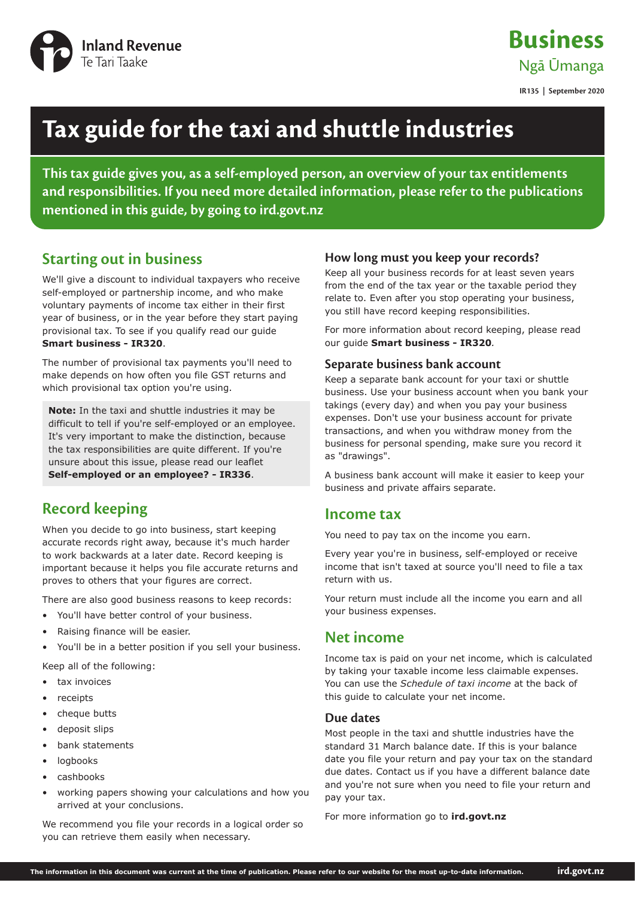Inland Revenue
Te Tari Taake

**Business**
Ngā Ūmanga

IR135 | September 2020

# Tax guide for the taxi and shuttle industries

**This tax guide gives you, as a self-employed person, an overview of your tax entitlements and responsibilities. If you need more detailed information, please refer to the publications mentioned in this guide, by going to ird.govt.nz**

## Starting out in business

We'll give a discount to individual taxpayers who receive self-employed or partnership income, and who make voluntary payments of income tax either in their first year of business, or in the year before they start paying provisional tax. To see if you qualify read our guide **Smart business - IR320**.

The number of provisional tax payments you'll need to make depends on how often you file GST returns and which provisional tax option you're using.

> **Note:** In the taxi and shuttle industries it may be difficult to tell if you're self-employed or an employee. It's very important to make the distinction, because the tax responsibilities are quite different. If you're unsure about this issue, please read our leaflet **Self-employed or an employee? - IR336**.

## Record keeping

When you decide to go into business, start keeping accurate records right away, because it's much harder to work backwards at a later date. Record keeping is important because it helps you file accurate returns and proves to others that your figures are correct.

There are also good business reasons to keep records:

- You'll have better control of your business.
- Raising finance will be easier.
- You'll be in a better position if you sell your business.

Keep all of the following:

- tax invoices
- receipts
- cheque butts
- deposit slips
- bank statements
- logbooks
- cashbooks
- working papers showing your calculations and how you arrived at your conclusions.

We recommend you file your records in a logical order so you can retrieve them easily when necessary.

### How long must you keep your records?

Keep all your business records for at least seven years from the end of the tax year or the taxable period they relate to. Even after you stop operating your business, you still have record keeping responsibilities.

For more information about record keeping, please read our guide **Smart business - IR320**.

### Separate business bank account

Keep a separate bank account for your taxi or shuttle business. Use your business account when you bank your takings (every day) and when you pay your business expenses. Don't use your business account for private transactions, and when you withdraw money from the business for personal spending, make sure you record it as "drawings".

A business bank account will make it easier to keep your business and private affairs separate.

## Income tax

You need to pay tax on the income you earn.

Every year you're in business, self-employed or receive income that isn't taxed at source you'll need to file a tax return with us.

Your return must include all the income you earn and all your business expenses.

## Net income

Income tax is paid on your net income, which is calculated by taking your taxable income less claimable expenses. You can use the *Schedule of taxi income* at the back of this guide to calculate your net income.

### Due dates

Most people in the taxi and shuttle industries have the standard 31 March balance date. If this is your balance date you file your return and pay your tax on the standard due dates. Contact us if you have a different balance date and you're not sure when you need to file your return and pay your tax.

For more information go to **ird.govt.nz**

The information in this document was current at the time of publication. Please refer to our website for the most up-to-date information.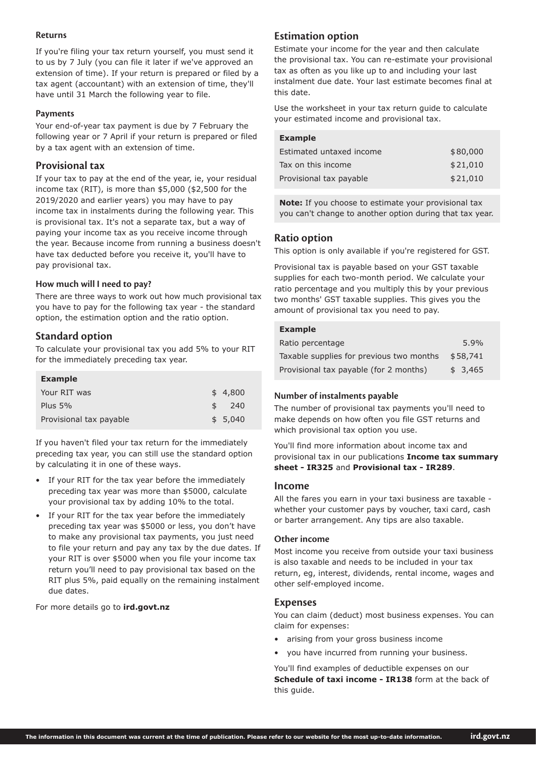### Returns

If you're filing your tax return yourself, you must send it to us by 7 July (you can file it later if we've approved an extension of time). If your return is prepared or filed by a tax agent (accountant) with an extension of time, they'll have until 31 March the following year to file.

### Payments

Your end-of-year tax payment is due by 7 February the following year or 7 April if your return is prepared or filed by a tax agent with an extension of time.

## Provisional tax

If your tax to pay at the end of the year, ie, your residual income tax (RIT), is more than $5,000 ($2,500 for the 2019/2020 and earlier years) you may have to pay income tax in instalments during the following year. This is provisional tax. It's not a separate tax, but a way of paying your income tax as you receive income through the year. Because income from running a business doesn't have tax deducted before you receive it, you'll have to pay provisional tax.

### How much will I need to pay?

There are three ways to work out how much provisional tax you have to pay for the following tax year - the standard option, the estimation option and the ratio option.

## Standard option

To calculate your provisional tax you add 5% to your RIT for the immediately preceding tax year.

| Example | |
|---|---|
| Your RIT was | $ 4,800 |
| Plus 5% | $ 240 |
| Provisional tax payable | $ 5,040 |

If you haven't filed your tax return for the immediately preceding tax year, you can still use the standard option by calculating it in one of these ways.

- If your RIT for the tax year before the immediately preceding tax year was more than $5000, calculate your provisional tax by adding 10% to the total.
- If your RIT for the tax year before the immediately preceding tax year was $5000 or less, you don't have to make any provisional tax payments, you just need to file your return and pay any tax by the due dates. If your RIT is over $5000 when you file your income tax return you'll need to pay provisional tax based on the RIT plus 5%, paid equally on the remaining instalment due dates.

For more details go to **ird.govt.nz**

## Estimation option

Estimate your income for the year and then calculate the provisional tax. You can re-estimate your provisional tax as often as you like up to and including your last instalment due date. Your last estimate becomes final at this date.

Use the worksheet in your tax return guide to calculate your estimated income and provisional tax.

| Example | |
|---|---|
| Estimated untaxed income | $80,000 |
| Tax on this income | $21,010 |
| Provisional tax payable | $21,010 |

**Note:** If you choose to estimate your provisional tax you can't change to another option during that tax year.

## Ratio option

This option is only available if you're registered for GST.

Provisional tax is payable based on your GST taxable supplies for each two-month period. We calculate your ratio percentage and you multiply this by your previous two months' GST taxable supplies. This gives you the amount of provisional tax you need to pay.

| Example | |
|---|---|
| Ratio percentage | 5.9% |
| Taxable supplies for previous two months | $58,741 |
| Provisional tax payable (for 2 months) | $ 3,465 |

### Number of instalments payable

The number of provisional tax payments you'll need to make depends on how often you file GST returns and which provisional tax option you use.

You'll find more information about income tax and provisional tax in our publications **Income tax summary sheet - IR325** and **Provisional tax - IR289**.

## Income

All the fares you earn in your taxi business are taxable - whether your customer pays by voucher, taxi card, cash or barter arrangement. Any tips are also taxable.

### Other income

Most income you receive from outside your taxi business is also taxable and needs to be included in your tax return, eg, interest, dividends, rental income, wages and other self-employed income.

## Expenses

You can claim (deduct) most business expenses. You can claim for expenses:

- arising from your gross business income
- you have incurred from running your business.

You'll find examples of deductible expenses on our **Schedule of taxi income - IR138** form at the back of this guide.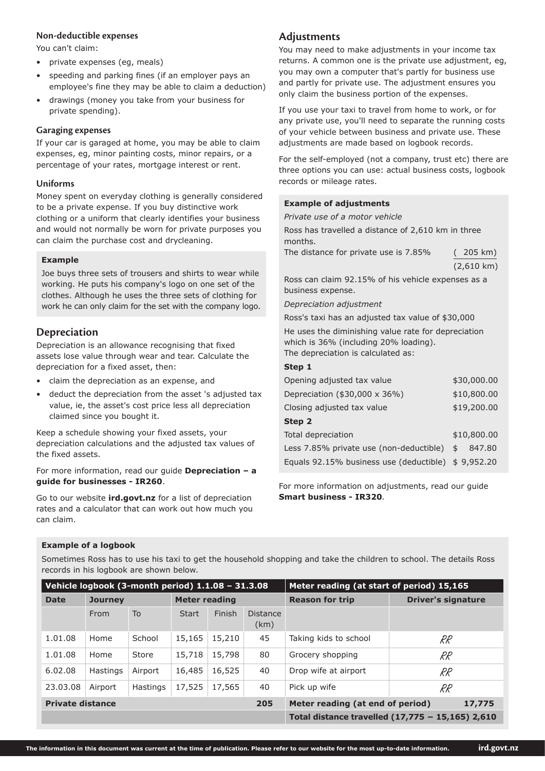### Non-deductible expenses

You can't claim:

- private expenses (eg, meals)
- speeding and parking fines (if an employer pays an employee's fine they may be able to claim a deduction)
- drawings (money you take from your business for private spending).

### Garaging expenses

If your car is garaged at home, you may be able to claim expenses, eg, minor painting costs, minor repairs, or a percentage of your rates, mortgage interest or rent.

### Uniforms

Money spent on everyday clothing is generally considered to be a private expense. If you buy distinctive work clothing or a uniform that clearly identifies your business and would not normally be worn for private purposes you can claim the purchase cost and drycleaning.

> **Example**
>
> Joe buys three sets of trousers and shirts to wear while working. He puts his company's logo on one set of the clothes. Although he uses the three sets of clothing for work he can only claim for the set with the company logo.

## Depreciation

Depreciation is an allowance recognising that fixed assets lose value through wear and tear. Calculate the depreciation for a fixed asset, then:

- claim the depreciation as an expense, and
- deduct the depreciation from the asset 's adjusted tax value, ie, the asset's cost price less all depreciation claimed since you bought it.

Keep a schedule showing your fixed assets, your depreciation calculations and the adjusted tax values of the fixed assets.

For more information, read our guide **Depreciation – a guide for businesses - IR260**.

Go to our website **ird.govt.nz** for a list of depreciation rates and a calculator that can work out how much you can claim.

## Adjustments

You may need to make adjustments in your income tax returns. A common one is the private use adjustment, eg, you may own a computer that's partly for business use and partly for private use. The adjustment ensures you only claim the business portion of the expenses.

If you use your taxi to travel from home to work, or for any private use, you'll need to separate the running costs of your vehicle between business and private use. These adjustments are made based on logbook records.

For the self-employed (not a company, trust etc) there are three options you can use: actual business costs, logbook records or mileage rates.

> **Example of adjustments**
>
> *Private use of a motor vehicle*
>
> Ross has travelled a distance of 2,610 km in three months.
>
> The distance for private use is 7.85% ( 205 km) / (2,610 km)
>
> Ross can claim 92.15% of his vehicle expenses as a business expense.
>
> *Depreciation adjustment*
>
> Ross's taxi has an adjusted tax value of $30,000
>
> He uses the diminishing value rate for depreciation which is 36% (including 20% loading).
> The depreciation is calculated as:
>
> **Step 1**
>
> | | |
> |---|---|
> | Opening adjusted tax value | $30,000.00 |
> | Depreciation ($30,000 x 36%) | $10,800.00 |
> | Closing adjusted tax value | $19,200.00 |
>
> **Step 2**
>
> | | |
> |---|---|
> | Total depreciation | $10,800.00 |
> | Less 7.85% private use (non-deductible) | $ 847.80 |
> | Equals 92.15% business use (deductible) | $ 9,952.20 |

For more information on adjustments, read our guide **Smart business - IR320**.

> **Example of a logbook**
>
> Sometimes Ross has to use his taxi to get the household shopping and take the children to school. The details Ross records in his logbook are shown below.

| Vehicle logbook (3-month period) 1.1.08 – 31.3.08 | | | | | | Meter reading (at start of period) 15,165 | |
|---|---|---|---|---|---|---|---|
| **Date** | **Journey** | | **Meter reading** | | | **Reason for trip** | **Driver's signature** |
| | From | To | Start | Finish | Distance (km) | | |
| 1.01.08 | Home | School | 15,165 | 15,210 | 45 | Taking kids to school | RR |
| 1.01.08 | Home | Store | 15,718 | 15,798 | 80 | Grocery shopping | RR |
| 6.02.08 | Hastings | Airport | 16,485 | 16,525 | 40 | Drop wife at airport | RR |
| 23.03.08 | Airport | Hastings | 17,525 | 17,565 | 40 | Pick up wife | RR |
| **Private distance** | | | | | **205** | **Meter reading (at end of period)** | **17,775** |
| | | | | | | **Total distance travelled (17,775 – 15,165) 2,610** | |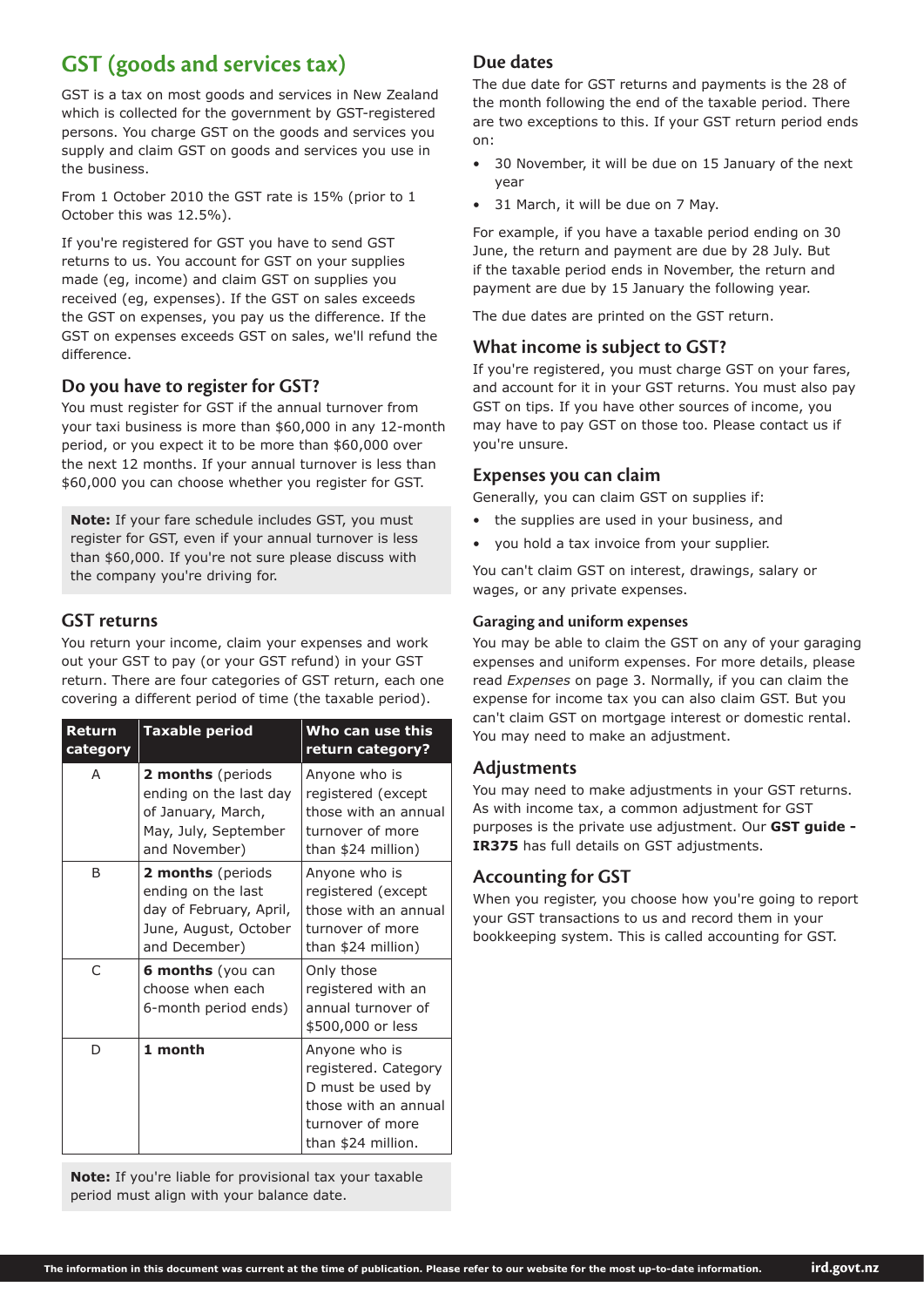# GST (goods and services tax)

GST is a tax on most goods and services in New Zealand which is collected for the government by GST-registered persons. You charge GST on the goods and services you supply and claim GST on goods and services you use in the business.

From 1 October 2010 the GST rate is 15% (prior to 1 October this was 12.5%).

If you're registered for GST you have to send GST returns to us. You account for GST on your supplies made (eg, income) and claim GST on supplies you received (eg, expenses). If the GST on sales exceeds the GST on expenses, you pay us the difference. If the GST on expenses exceeds GST on sales, we'll refund the difference.

## Do you have to register for GST?

You must register for GST if the annual turnover from your taxi business is more than $60,000 in any 12-month period, or you expect it to be more than $60,000 over the next 12 months. If your annual turnover is less than $60,000 you can choose whether you register for GST.

**Note:** If your fare schedule includes GST, you must register for GST, even if your annual turnover is less than $60,000. If you're not sure please discuss with the company you're driving for.

## GST returns

You return your income, claim your expenses and work out your GST to pay (or your GST refund) in your GST return. There are four categories of GST return, each one covering a different period of time (the taxable period).

| Return category | Taxable period | Who can use this return category? |
|---|---|---|
| A | **2 months** (periods ending on the last day of January, March, May, July, September and November) | Anyone who is registered (except those with an annual turnover of more than $24 million) |
| B | **2 months** (periods ending on the last day of February, April, June, August, October and December) | Anyone who is registered (except those with an annual turnover of more than $24 million) |
| C | **6 months** (you can choose when each 6-month period ends) | Only those registered with an annual turnover of $500,000 or less |
| D | **1 month** | Anyone who is registered. Category D must be used by those with an annual turnover of more than $24 million. |

**Note:** If you're liable for provisional tax your taxable period must align with your balance date.

## Due dates

The due date for GST returns and payments is the 28 of the month following the end of the taxable period. There are two exceptions to this. If your GST return period ends on:

- 30 November, it will be due on 15 January of the next year
- 31 March, it will be due on 7 May.

For example, if you have a taxable period ending on 30 June, the return and payment are due by 28 July. But if the taxable period ends in November, the return and payment are due by 15 January the following year.

The due dates are printed on the GST return.

## What income is subject to GST?

If you're registered, you must charge GST on your fares, and account for it in your GST returns. You must also pay GST on tips. If you have other sources of income, you may have to pay GST on those too. Please contact us if you're unsure.

## Expenses you can claim

Generally, you can claim GST on supplies if:

- the supplies are used in your business, and
- you hold a tax invoice from your supplier.

You can't claim GST on interest, drawings, salary or wages, or any private expenses.

### Garaging and uniform expenses

You may be able to claim the GST on any of your garaging expenses and uniform expenses. For more details, please read *Expenses* on page 3. Normally, if you can claim the expense for income tax you can also claim GST. But you can't claim GST on mortgage interest or domestic rental. You may need to make an adjustment.

## Adjustments

You may need to make adjustments in your GST returns. As with income tax, a common adjustment for GST purposes is the private use adjustment. Our **GST guide - IR375** has full details on GST adjustments.

## Accounting for GST

When you register, you choose how you're going to report your GST transactions to us and record them in your bookkeeping system. This is called accounting for GST.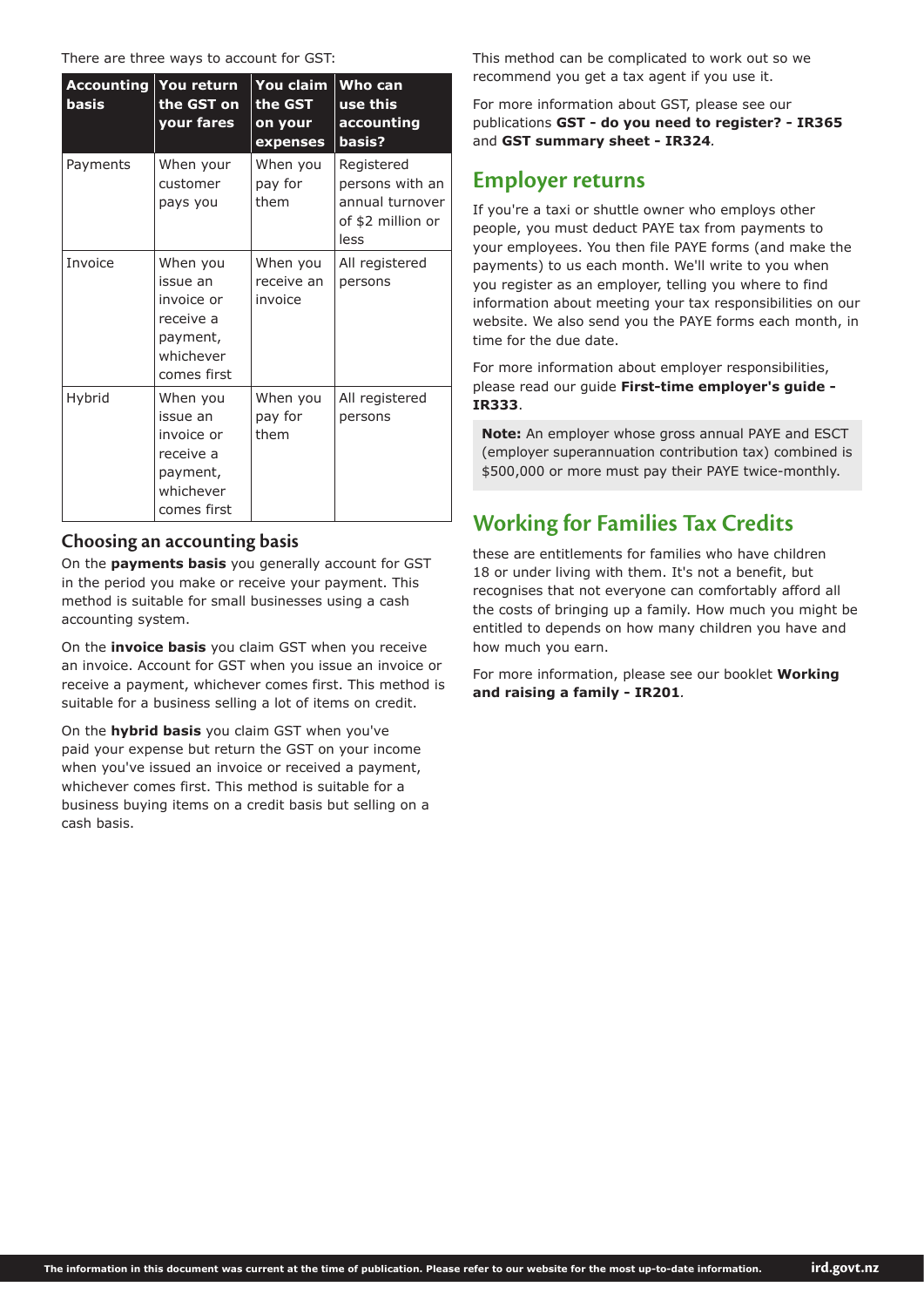There are three ways to account for GST:

| Accounting basis | You return the GST on your fares | You claim the GST on your expenses | Who can use this accounting basis? |
|---|---|---|---|
| Payments | When your customer pays you | When you pay for them | Registered persons with an annual turnover of $2 million or less |
| Invoice | When you issue an invoice or receive a payment, whichever comes first | When you receive an invoice | All registered persons |
| Hybrid | When you issue an invoice or receive a payment, whichever comes first | When you pay for them | All registered persons |

### Choosing an accounting basis

On the **payments basis** you generally account for GST in the period you make or receive your payment. This method is suitable for small businesses using a cash accounting system.

On the **invoice basis** you claim GST when you receive an invoice. Account for GST when you issue an invoice or receive a payment, whichever comes first. This method is suitable for a business selling a lot of items on credit.

On the **hybrid basis** you claim GST when you've paid your expense but return the GST on your income when you've issued an invoice or received a payment, whichever comes first. This method is suitable for a business buying items on a credit basis but selling on a cash basis.

This method can be complicated to work out so we recommend you get a tax agent if you use it.

For more information about GST, please see our publications **GST - do you need to register? - IR365** and **GST summary sheet - IR324**.

## Employer returns

If you're a taxi or shuttle owner who employs other people, you must deduct PAYE tax from payments to your employees. You then file PAYE forms (and make the payments) to us each month. We'll write to you when you register as an employer, telling you where to find information about meeting your tax responsibilities on our website. We also send you the PAYE forms each month, in time for the due date.

For more information about employer responsibilities, please read our guide **First-time employer's guide - IR333**.

**Note:** An employer whose gross annual PAYE and ESCT (employer superannuation contribution tax) combined is $500,000 or more must pay their PAYE twice-monthly.

## Working for Families Tax Credits

these are entitlements for families who have children 18 or under living with them. It's not a benefit, but recognises that not everyone can comfortably afford all the costs of bringing up a family. How much you might be entitled to depends on how many children you have and how much you earn.

For more information, please see our booklet **Working and raising a family - IR201**.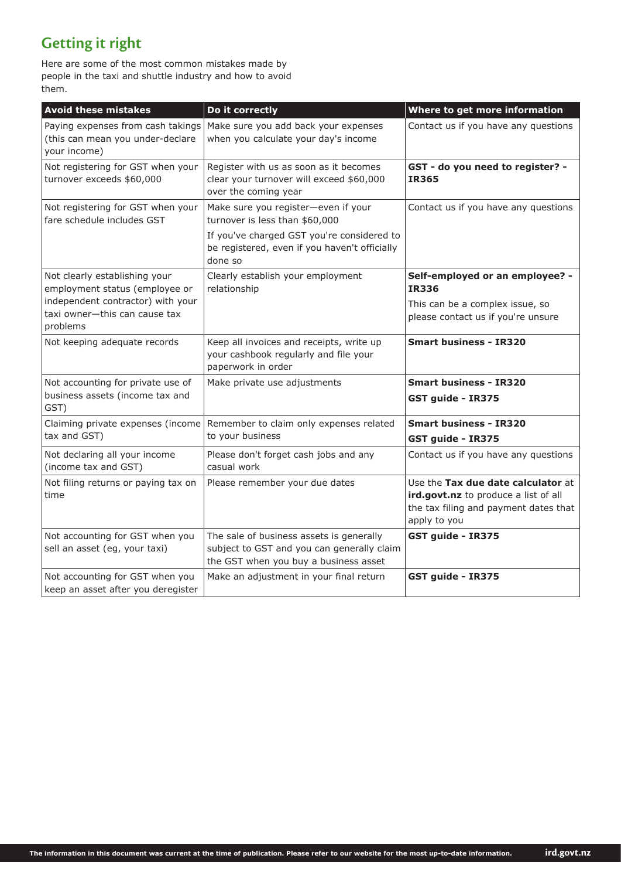## Getting it right

Here are some of the most common mistakes made by people in the taxi and shuttle industry and how to avoid them.

| Avoid these mistakes | Do it correctly | Where to get more information |
|---|---|---|
| Paying expenses from cash takings (this can mean you under-declare your income) | Make sure you add back your expenses when you calculate your day's income | Contact us if you have any questions |
| Not registering for GST when your turnover exceeds $60,000 | Register with us as soon as it becomes clear your turnover will exceed $60,000 over the coming year | **GST - do you need to register? - IR365** |
| Not registering for GST when your fare schedule includes GST | Make sure you register—even if your turnover is less than $60,000<br>If you've charged GST you're considered to be registered, even if you haven't officially done so | Contact us if you have any questions |
| Not clearly establishing your employment status (employee or independent contractor) with your taxi owner—this can cause tax problems | Clearly establish your employment relationship | **Self-employed or an employee? - IR336**<br>This can be a complex issue, so please contact us if you're unsure |
| Not keeping adequate records | Keep all invoices and receipts, write up your cashbook regularly and file your paperwork in order | **Smart business - IR320** |
| Not accounting for private use of business assets (income tax and GST) | Make private use adjustments | **Smart business - IR320**<br>**GST guide - IR375** |
| Claiming private expenses (income tax and GST) | Remember to claim only expenses related to your business | **Smart business - IR320**<br>**GST guide - IR375** |
| Not declaring all your income (income tax and GST) | Please don't forget cash jobs and any casual work | Contact us if you have any questions |
| Not filing returns or paying tax on time | Please remember your due dates | Use the **Tax due date calculator** at **ird.govt.nz** to produce a list of all the tax filing and payment dates that apply to you |
| Not accounting for GST when you sell an asset (eg, your taxi) | The sale of business assets is generally subject to GST and you can generally claim the GST when you buy a business asset | **GST guide - IR375** |
| Not accounting for GST when you keep an asset after you deregister | Make an adjustment in your final return | **GST guide - IR375** |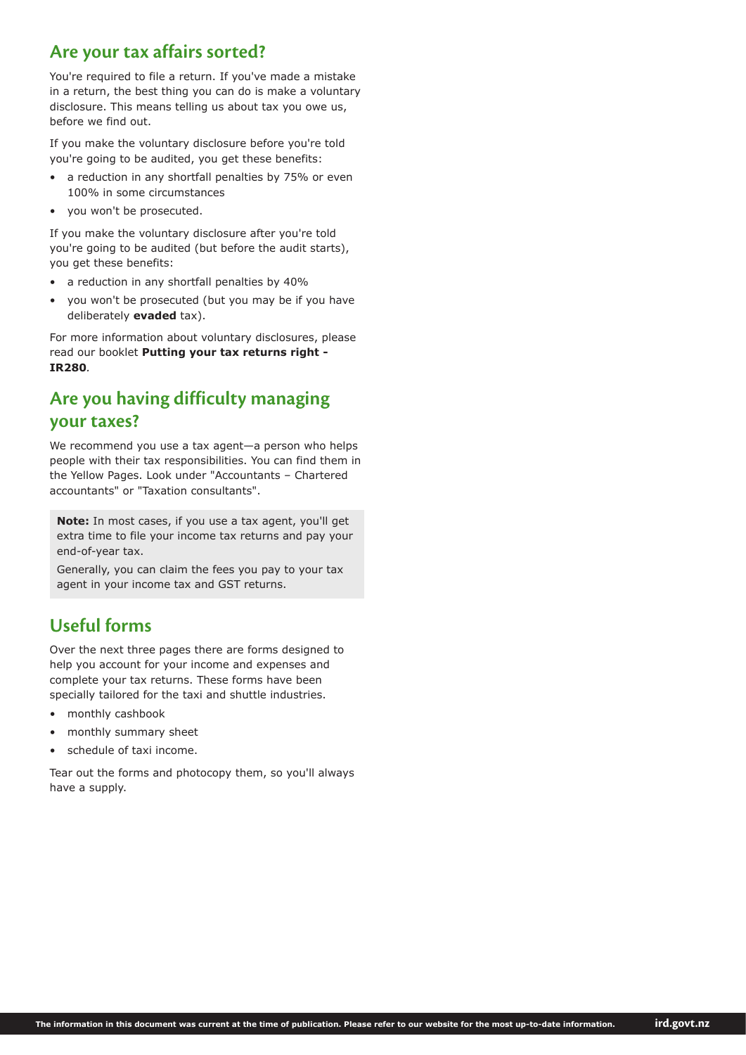## Are your tax affairs sorted?

You're required to file a return. If you've made a mistake in a return, the best thing you can do is make a voluntary disclosure. This means telling us about tax you owe us, before we find out.

If you make the voluntary disclosure before you're told you're going to be audited, you get these benefits:

- a reduction in any shortfall penalties by 75% or even 100% in some circumstances
- you won't be prosecuted.

If you make the voluntary disclosure after you're told you're going to be audited (but before the audit starts), you get these benefits:

- a reduction in any shortfall penalties by 40%
- you won't be prosecuted (but you may be if you have deliberately **evaded** tax).

For more information about voluntary disclosures, please read our booklet **Putting your tax returns right - IR280**.

## Are you having difficulty managing your taxes?

We recommend you use a tax agent—a person who helps people with their tax responsibilities. You can find them in the Yellow Pages. Look under "Accountants – Chartered accountants" or "Taxation consultants".

**Note:** In most cases, if you use a tax agent, you'll get extra time to file your income tax returns and pay your end-of-year tax.

Generally, you can claim the fees you pay to your tax agent in your income tax and GST returns.

## Useful forms

Over the next three pages there are forms designed to help you account for your income and expenses and complete your tax returns. These forms have been specially tailored for the taxi and shuttle industries.

- monthly cashbook
- monthly summary sheet
- schedule of taxi income.

Tear out the forms and photocopy them, so you'll always have a supply.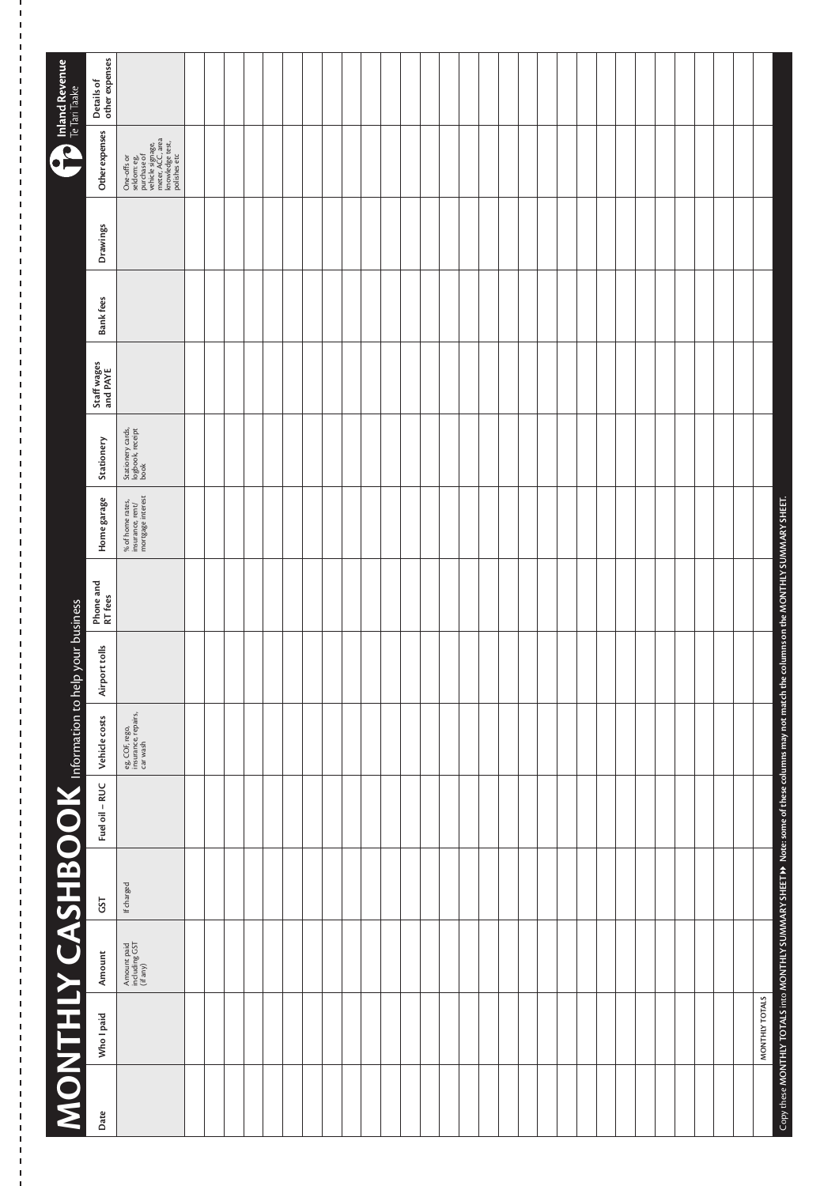# MONTHLY CASHBOOK Information to help your business

Inland Revenue
Te Tari Taake

| Date | Who I paid | Amount | GST | Fuel oil – RUC | Vehicle costs | Airport tolls | Phone and RT fees | Home garage | Stationery | Staff wages and PAYE | Bank fees | Drawings | Other expenses | Details of other expenses |
|---|---|---|---|---|---|---|---|---|---|---|---|---|---|---|
| | | Amount paid including GST (if any) | If charged | | eg, COF, rego, insurance, repairs, car wash | | | % of home rates, insurance, rent/ mortgage interest | Stationery cards, logbook, receipt book | | | | One-offs or seldom; eg, purchase of vehicle signage, meter, ACC, area knowledge test, polishes etc | |
| | | | | | | | | | | | | | | |
| | | | | | | | | | | | | | | |
| | | | | | | | | | | | | | | |
| | | | | | | | | | | | | | | |
| | | | | | | | | | | | | | | |
| | | | | | | | | | | | | | | |
| | | | | | | | | | | | | | | |
| | | | | | | | | | | | | | | |
| | | | | | | | | | | | | | | |
| | | | | | | | | | | | | | | |
| | | | | | | | | | | | | | | |
| | | | | | | | | | | | | | | |
| | | | | | | | | | | | | | | |
| | | | | | | | | | | | | | | |
| | | | | | | | | | | | | | | |
| | | | | | | | | | | | | | | |
| | | | | | | | | | | | | | | |
| | | | | | | | | | | | | | | |
| | | | | | | | | | | | | | | |
| | | | | | | | | | | | | | | |
| | | | | | | | | | | | | | | |
| | | | | | | | | | | | | | | |
| | | | | | | | | | | | | | | |
| | | | | | | | | | | | | | | |
| | | | | | | | | | | | | | | |
| | | | | | | | | | | | | | | |
| | | | | | | | | | | | | | | |
| | | | | | | | | | | | | | | |
| | | | | | | | | | | | | | | |
| | | | | | | | | | | | | | | |
| | MONTHLY TOTALS | | | | | | | | | | | | | |

Copy these **MONTHLY TOTALS** into **MONTHLY SUMMARY SHEET** **Note: some of these columns may not match the columns on the MONTHLY SUMMARY SHEET.**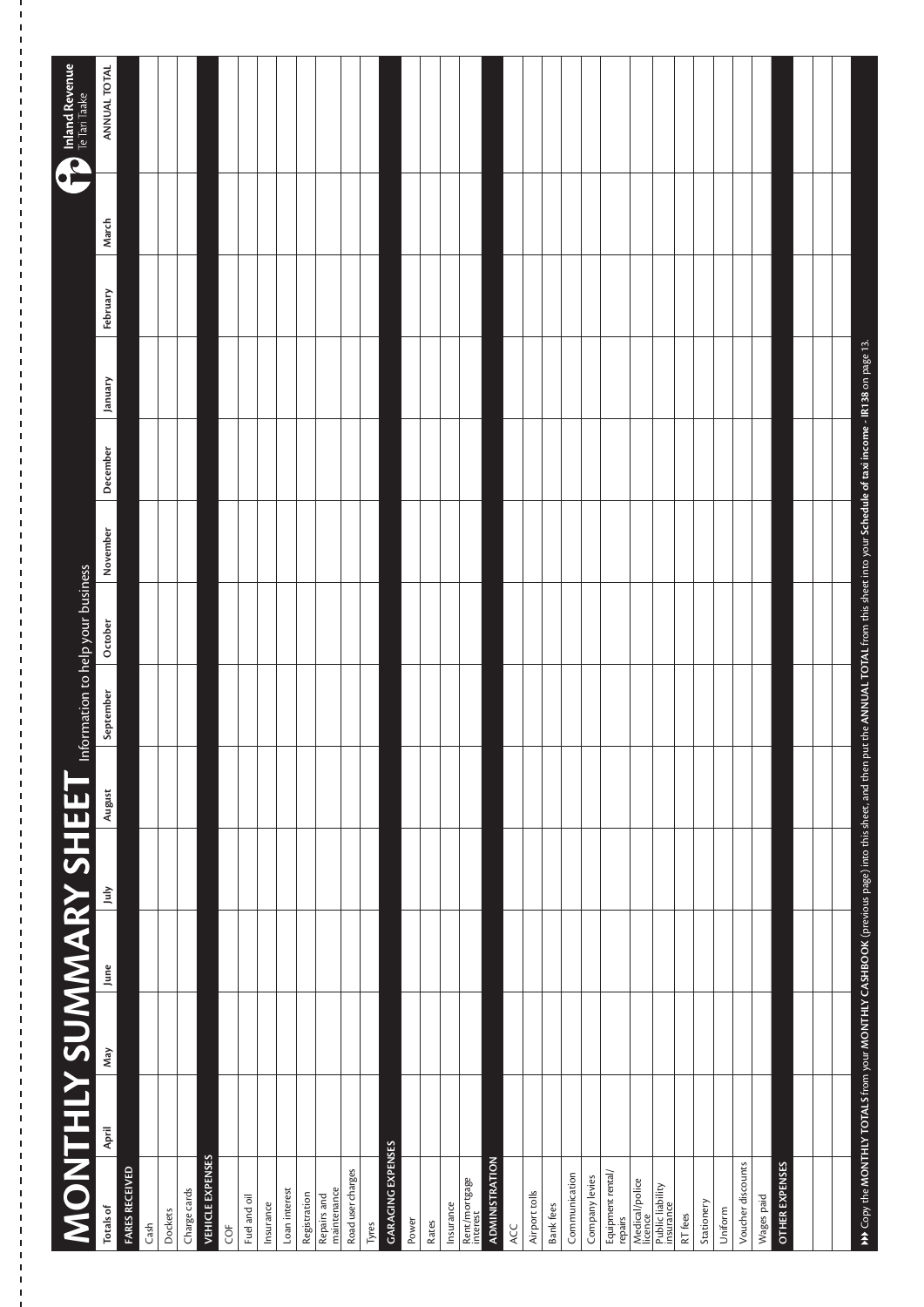# MONTHLY SUMMARY SHEET

Information to help your business

Inland Revenue
Te Tari Taake

| Totals of | April | May | June | July | August | September | October | November | December | January | February | March | ANNUAL TOTAL |
|---|---|---|---|---|---|---|---|---|---|---|---|---|---|
| **FARES RECEIVED** | | | | | | | | | | | | | |
| Cash | | | | | | | | | | | | | |
| Dockets | | | | | | | | | | | | | |
| Charge cards | | | | | | | | | | | | | |
| **VEHICLE EXPENSES** | | | | | | | | | | | | | |
| COF | | | | | | | | | | | | | |
| Fuel and oil | | | | | | | | | | | | | |
| Insurance | | | | | | | | | | | | | |
| Loan interest | | | | | | | | | | | | | |
| Registration | | | | | | | | | | | | | |
| Repairs and maintenance | | | | | | | | | | | | | |
| Road user charges | | | | | | | | | | | | | |
| Tyres | | | | | | | | | | | | | |
| **GARAGING EXPENSES** | | | | | | | | | | | | | |
| Power | | | | | | | | | | | | | |
| Rates | | | | | | | | | | | | | |
| Insurance | | | | | | | | | | | | | |
| Rent/mortgage interest | | | | | | | | | | | | | |
| **ADMINISTRATION** | | | | | | | | | | | | | |
| ACC | | | | | | | | | | | | | |
| Airport tolls | | | | | | | | | | | | | |
| Bank fees | | | | | | | | | | | | | |
| Communication | | | | | | | | | | | | | |
| Company levies | | | | | | | | | | | | | |
| Equipment rental/repairs | | | | | | | | | | | | | |
| Medical/police licence | | | | | | | | | | | | | |
| Public liability insurance | | | | | | | | | | | | | |
| RT fees | | | | | | | | | | | | | |
| Stationery | | | | | | | | | | | | | |
| Uniform | | | | | | | | | | | | | |
| Voucher discounts | | | | | | | | | | | | | |
| Wages paid | | | | | | | | | | | | | |
| **OTHER EXPENSES** | | | | | | | | | | | | | |
| | | | | | | | | | | | | | |
| | | | | | | | | | | | | | |
| | | | | | | | | | | | | | |

▸▸ Copy the **MONTHLY TOTALS** from your **MONTHLY CASHBOOK** (previous page) into this sheet, and then put the **ANNUAL TOTAL** from this sheet into your **Schedule of taxi income - IR138** on page 13.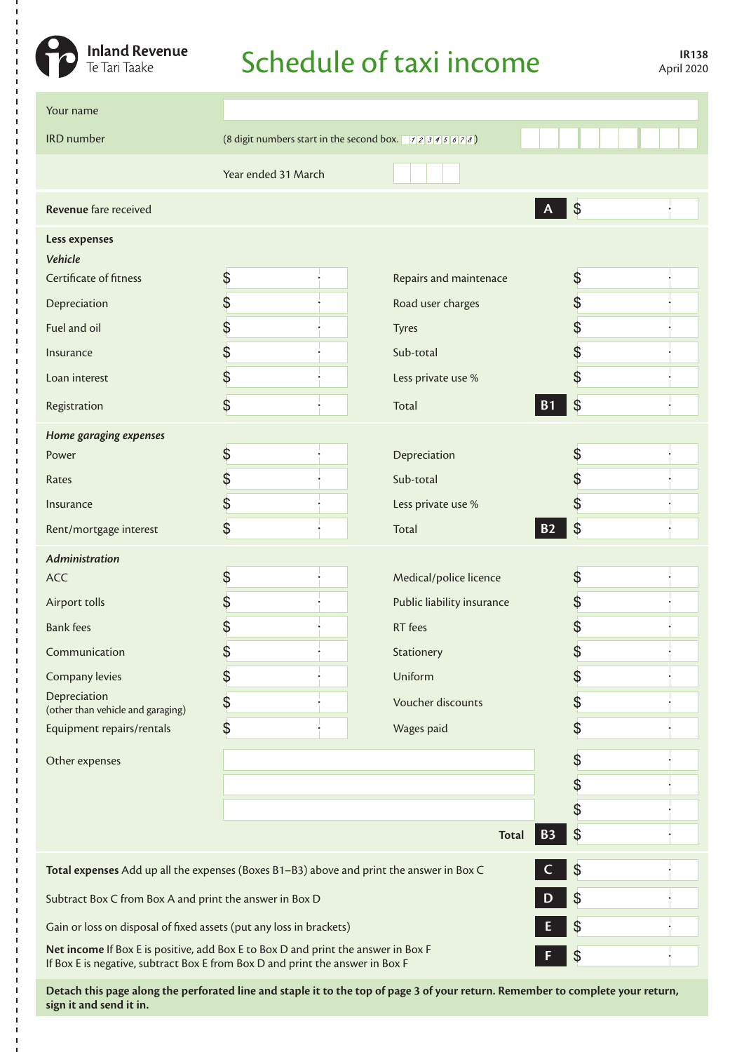Inland Revenue
Te Tari Taake

# Schedule of taxi income

**IR138**
April 2020

Your name

IRD number (8 digit numbers start in the second box. 12345678)

Year ended 31 March

**Revenue** fare received **A** $

**Less expenses**

***Vehicle***

| | | | |
|---|---|---|---|
| Certificate of fitness | $ | Repairs and maintenace | $ |
| Depreciation | $ | Road user charges | $ |
| Fuel and oil | $ | Tyres | $ |
| Insurance | $ | Sub-total | $ |
| Loan interest | $ | Less private use % | $ |
| Registration | $ | Total **B1** | $ |

***Home garaging expenses***

| | | | |
|---|---|---|---|
| Power | $ | Depreciation | $ |
| Rates | $ | Sub-total | $ |
| Insurance | $ | Less private use % | $ |
| Rent/mortgage interest | $ | Total **B2** | $ |

***Administration***

| | | | |
|---|---|---|---|
| ACC | $ | Medical/police licence | $ |
| Airport tolls | $ | Public liability insurance | $ |
| Bank fees | $ | RT fees | $ |
| Communication | $ | Stationery | $ |
| Company levies | $ | Uniform | $ |
| Depreciation (other than vehicle and garaging) | $ | Voucher discounts | $ |
| Equipment repairs/rentals | $ | Wages paid | $ |

Other expenses $

$

$

**Total** **B3** $

**Total expenses** Add up all the expenses (Boxes B1–B3) above and print the answer in Box C **C** $

Subtract Box C from Box A and print the answer in Box D **D** $

Gain or loss on disposal of fixed assets (put any loss in brackets) **E** $

**Net income** If Box E is positive, add Box E to Box D and print the answer in Box F
If Box E is negative, subtract Box E from Box D and print the answer in Box F **F** $

**Detach this page along the perforated line and staple it to the top of page 3 of your return. Remember to complete your return, sign it and send it in.**